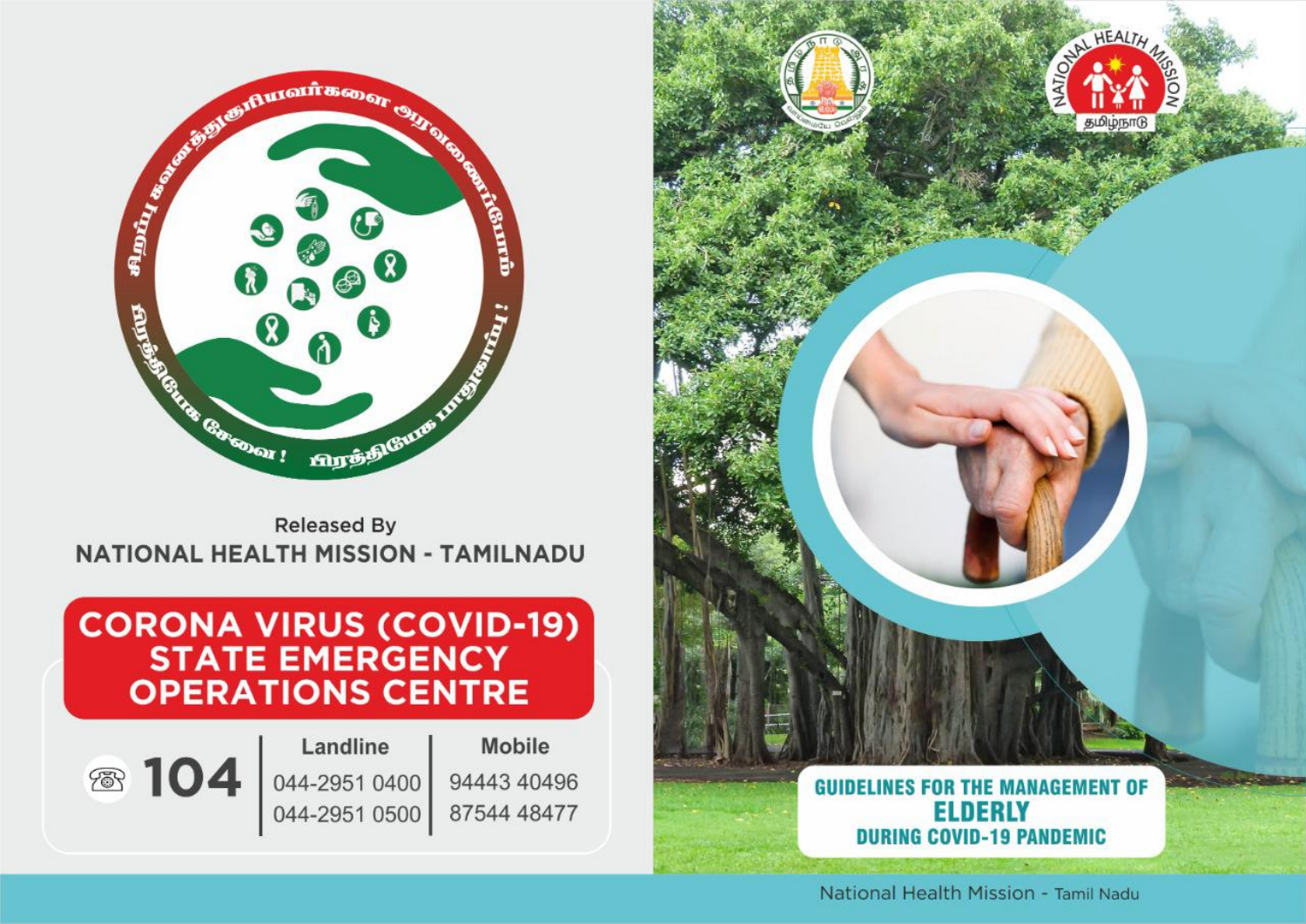சிறப்பு கவனத்துக்குரியவர்களை அரவணைப்போம்

பிரத்தியேக சேவை! பிரத்தியேக பாதுகாப்பு!

Released By

**NATIONAL HEALTH MISSION - TAMILNADU**

## CORONA VIRUS (COVID-19) STATE EMERGENCY OPERATIONS CENTRE

| ☎ 104 | Landline | Mobile |
|---|---|---|
| | 044-2951 0400 | 94443 40496 |
| | 044-2951 0500 | 87544 48477 |

NATIONAL HEALTH MISSION

தமிழ்நாடு

# GUIDELINES FOR THE MANAGEMENT OF ELDERLY DURING COVID-19 PANDEMIC

National Health Mission - Tamil Nadu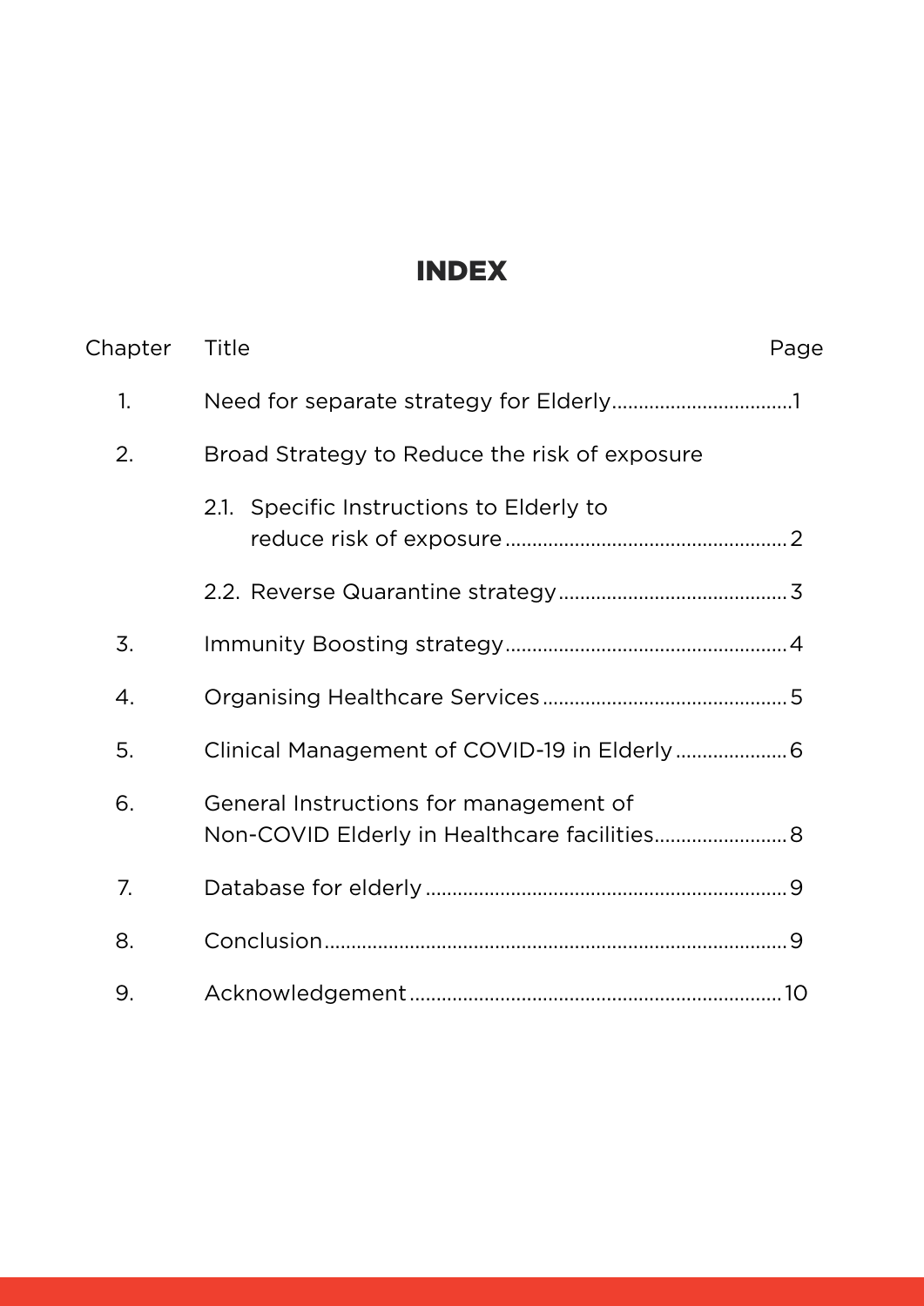# INDEX

| Chapter | Title | Page |
|---|---|---|
| 1. | Need for separate strategy for Elderly | 1 |
| 2. | Broad Strategy to Reduce the risk of exposure | |
| | 2.1. Specific Instructions to Elderly to reduce risk of exposure | 2 |
| | 2.2. Reverse Quarantine strategy | 3 |
| 3. | Immunity Boosting strategy | 4 |
| 4. | Organising Healthcare Services | 5 |
| 5. | Clinical Management of COVID-19 in Elderly | 6 |
| 6. | General Instructions for management of Non-COVID Elderly in Healthcare facilities | 8 |
| 7. | Database for elderly | 9 |
| 8. | Conclusion | 9 |
| 9. | Acknowledgement | 10 |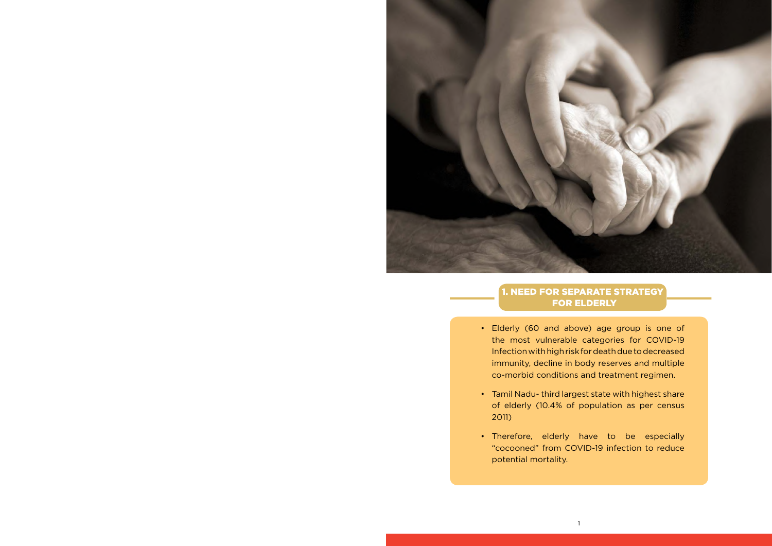## 1. NEED FOR SEPARATE STRATEGY FOR ELDERLY

- Elderly (60 and above) age group is one of the most vulnerable categories for COVID-19 Infection with high risk for death due to decreased immunity, decline in body reserves and multiple co-morbid conditions and treatment regimen.
- Tamil Nadu- third largest state with highest share of elderly (10.4% of population as per census 2011)
- Therefore, elderly have to be especially "cocooned" from COVID-19 infection to reduce potential mortality.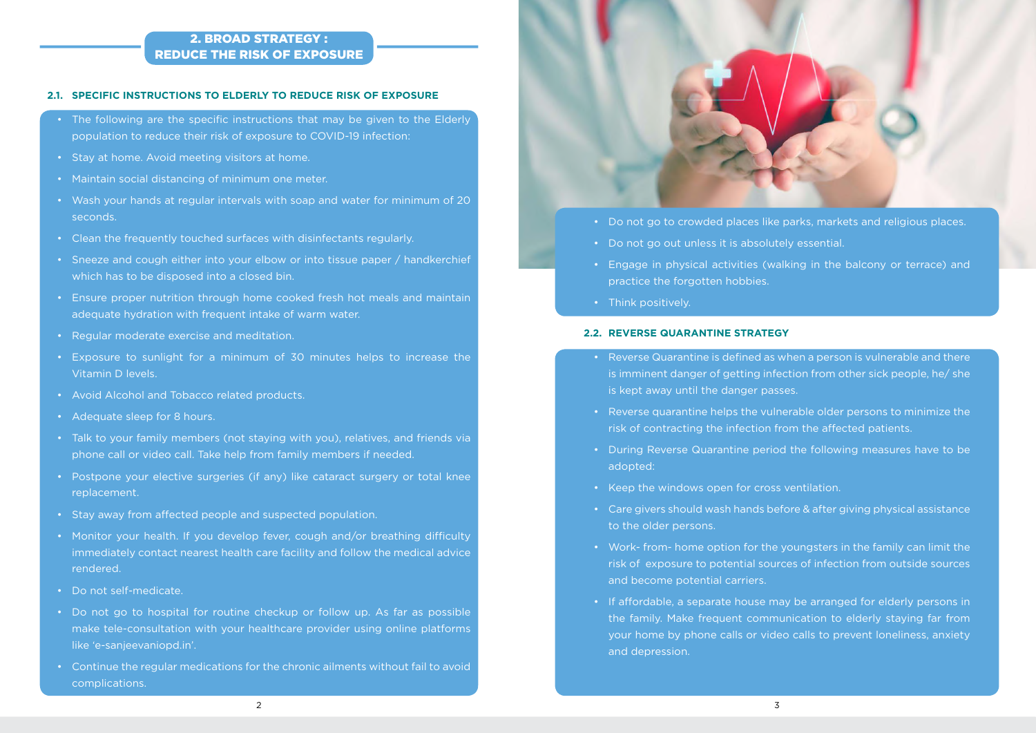# 2. BROAD STRATEGY : REDUCE THE RISK OF EXPOSURE

## 2.1. SPECIFIC INSTRUCTIONS TO ELDERLY TO REDUCE RISK OF EXPOSURE

- The following are the specific instructions that may be given to the Elderly population to reduce their risk of exposure to COVID-19 infection:
- Stay at home. Avoid meeting visitors at home.
- Maintain social distancing of minimum one meter.
- Wash your hands at regular intervals with soap and water for minimum of 20 seconds.
- Clean the frequently touched surfaces with disinfectants regularly.
- Sneeze and cough either into your elbow or into tissue paper / handkerchief which has to be disposed into a closed bin.
- Ensure proper nutrition through home cooked fresh hot meals and maintain adequate hydration with frequent intake of warm water.
- Regular moderate exercise and meditation.
- Exposure to sunlight for a minimum of 30 minutes helps to increase the Vitamin D levels.
- Avoid Alcohol and Tobacco related products.
- Adequate sleep for 8 hours.
- Talk to your family members (not staying with you), relatives, and friends via phone call or video call. Take help from family members if needed.
- Postpone your elective surgeries (if any) like cataract surgery or total knee replacement.
- Stay away from affected people and suspected population.
- Monitor your health. If you develop fever, cough and/or breathing difficulty immediately contact nearest health care facility and follow the medical advice rendered.
- Do not self-medicate.
- Do not go to hospital for routine checkup or follow up. As far as possible make tele-consultation with your healthcare provider using online platforms like 'e-sanjeevaniopd.in'.
- Continue the regular medications for the chronic ailments without fail to avoid complications.
- Do not go to crowded places like parks, markets and religious places.
- Do not go out unless it is absolutely essential.
- Engage in physical activities (walking in the balcony or terrace) and practice the forgotten hobbies.
- Think positively.

## 2.2. REVERSE QUARANTINE STRATEGY

- Reverse Quarantine is defined as when a person is vulnerable and there is imminent danger of getting infection from other sick people, he/ she is kept away until the danger passes.
- Reverse quarantine helps the vulnerable older persons to minimize the risk of contracting the infection from the affected patients.
- During Reverse Quarantine period the following measures have to be adopted:
- Keep the windows open for cross ventilation.
- Care givers should wash hands before & after giving physical assistance to the older persons.
- Work- from- home option for the youngsters in the family can limit the risk of exposure to potential sources of infection from outside sources and become potential carriers.
- If affordable, a separate house may be arranged for elderly persons in the family. Make frequent communication to elderly staying far from your home by phone calls or video calls to prevent loneliness, anxiety and depression.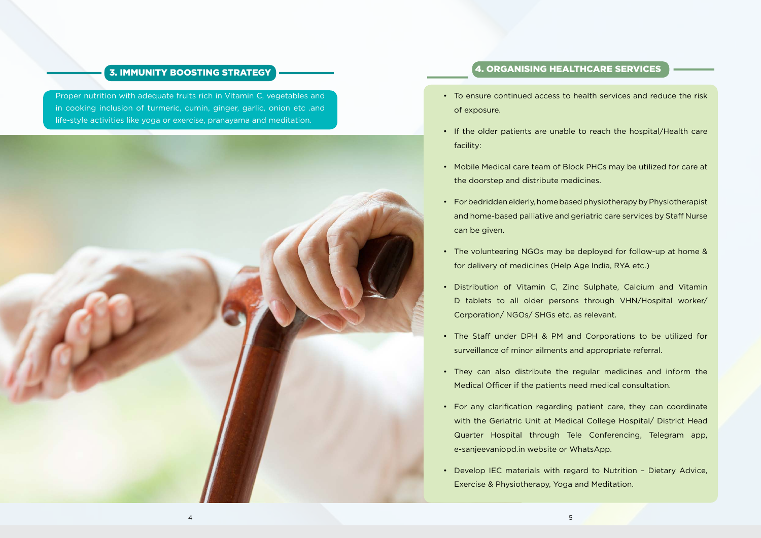## 3. IMMUNITY BOOSTING STRATEGY

Proper nutrition with adequate fruits rich in Vitamin C, vegetables and in cooking inclusion of turmeric, cumin, ginger, garlic, onion etc .and life-style activities like yoga or exercise, pranayama and meditation.

## 4. ORGANISING HEALTHCARE SERVICES

- To ensure continued access to health services and reduce the risk of exposure.
- If the older patients are unable to reach the hospital/Health care facility:
- Mobile Medical care team of Block PHCs may be utilized for care at the doorstep and distribute medicines.
- For bedridden elderly, home based physiotherapy by Physiotherapist and home-based palliative and geriatric care services by Staff Nurse can be given.
- The volunteering NGOs may be deployed for follow-up at home & for delivery of medicines (Help Age India, RYA etc.)
- Distribution of Vitamin C, Zinc Sulphate, Calcium and Vitamin D tablets to all older persons through VHN/Hospital worker/ Corporation/ NGOs/ SHGs etc. as relevant.
- The Staff under DPH & PM and Corporations to be utilized for surveillance of minor ailments and appropriate referral.
- They can also distribute the regular medicines and inform the Medical Officer if the patients need medical consultation.
- For any clarification regarding patient care, they can coordinate with the Geriatric Unit at Medical College Hospital/ District Head Quarter Hospital through Tele Conferencing, Telegram app, e-sanjeevaniopd.in website or WhatsApp.
- Develop IEC materials with regard to Nutrition – Dietary Advice, Exercise & Physiotherapy, Yoga and Meditation.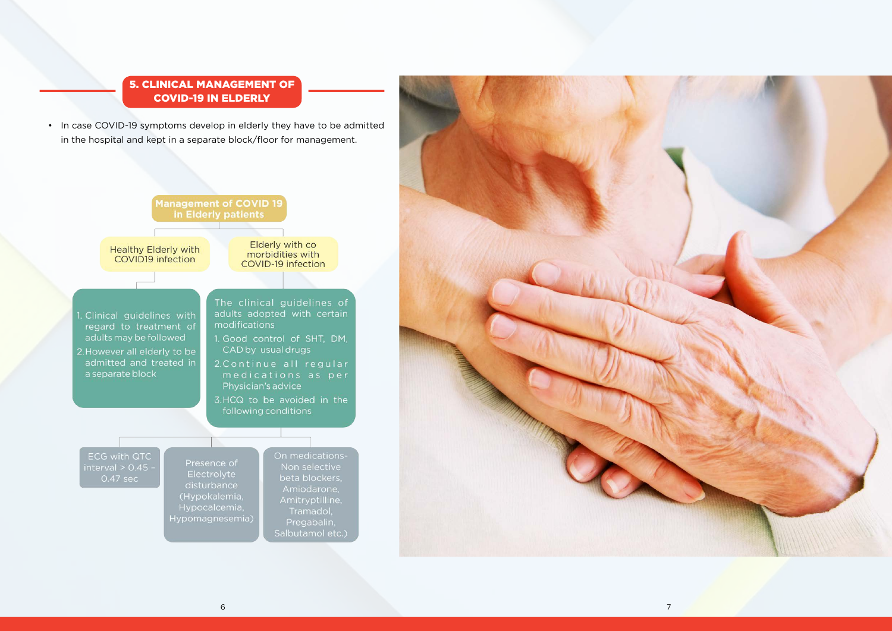## 5. CLINICAL MANAGEMENT OF COVID-19 IN ELDERLY

- In case COVID-19 symptoms develop in elderly they have to be admitted in the hospital and kept in a separate block/floor for management.

**Management of COVID 19 in Elderly patients**

**Healthy Elderly with COVID19 infection**

1. Clinical guidelines with regard to treatment of adults may be followed
2. However all elderly to be admitted and treated in a separate block

**Elderly with co morbidities with COVID-19 infection**

The clinical guidelines of adults adopted with certain modifications

1. Good control of SHT, DM, CAD by usual drugs
2. Continue all regular medications as per Physician's advice
3. HCQ to be avoided in the following conditions
   - ECG with QTC interval > 0.45 - 0.47 sec
   - Presence of Electrolyte disturbance (Hypokalemia, Hypocalcemia, Hypomagnesemia)
   - On medications- Non selective beta blockers, Amiodarone, Amitryptilline, Tramadol, Pregabalin, Salbutamol etc.)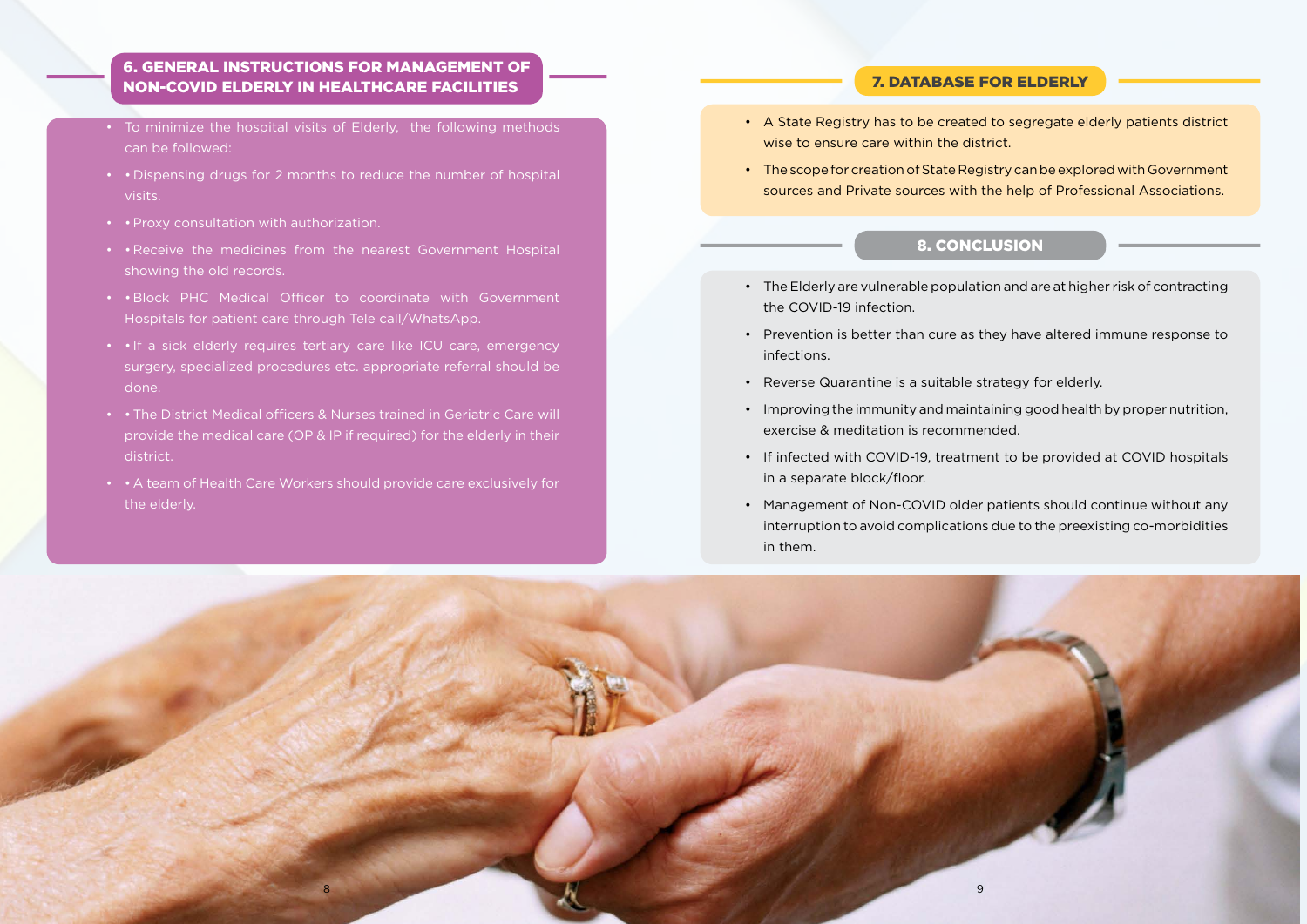## 6. GENERAL INSTRUCTIONS FOR MANAGEMENT OF NON-COVID ELDERLY IN HEALTHCARE FACILITIES

- To minimize the hospital visits of Elderly, the following methods can be followed:
- • Dispensing drugs for 2 months to reduce the number of hospital visits.
- • Proxy consultation with authorization.
- • Receive the medicines from the nearest Government Hospital showing the old records.
- • Block PHC Medical Officer to coordinate with Government Hospitals for patient care through Tele call/WhatsApp.
- • If a sick elderly requires tertiary care like ICU care, emergency surgery, specialized procedures etc. appropriate referral should be done.
- • The District Medical officers & Nurses trained in Geriatric Care will provide the medical care (OP & IP if required) for the elderly in their district.
- • A team of Health Care Workers should provide care exclusively for the elderly.

## 7. DATABASE FOR ELDERLY

- A State Registry has to be created to segregate elderly patients district wise to ensure care within the district.
- The scope for creation of State Registry can be explored with Government sources and Private sources with the help of Professional Associations.

## 8. CONCLUSION

- The Elderly are vulnerable population and are at higher risk of contracting the COVID-19 infection.
- Prevention is better than cure as they have altered immune response to infections.
- Reverse Quarantine is a suitable strategy for elderly.
- Improving the immunity and maintaining good health by proper nutrition, exercise & meditation is recommended.
- If infected with COVID-19, treatment to be provided at COVID hospitals in a separate block/floor.
- Management of Non-COVID older patients should continue without any interruption to avoid complications due to the preexisting co-morbidities in them.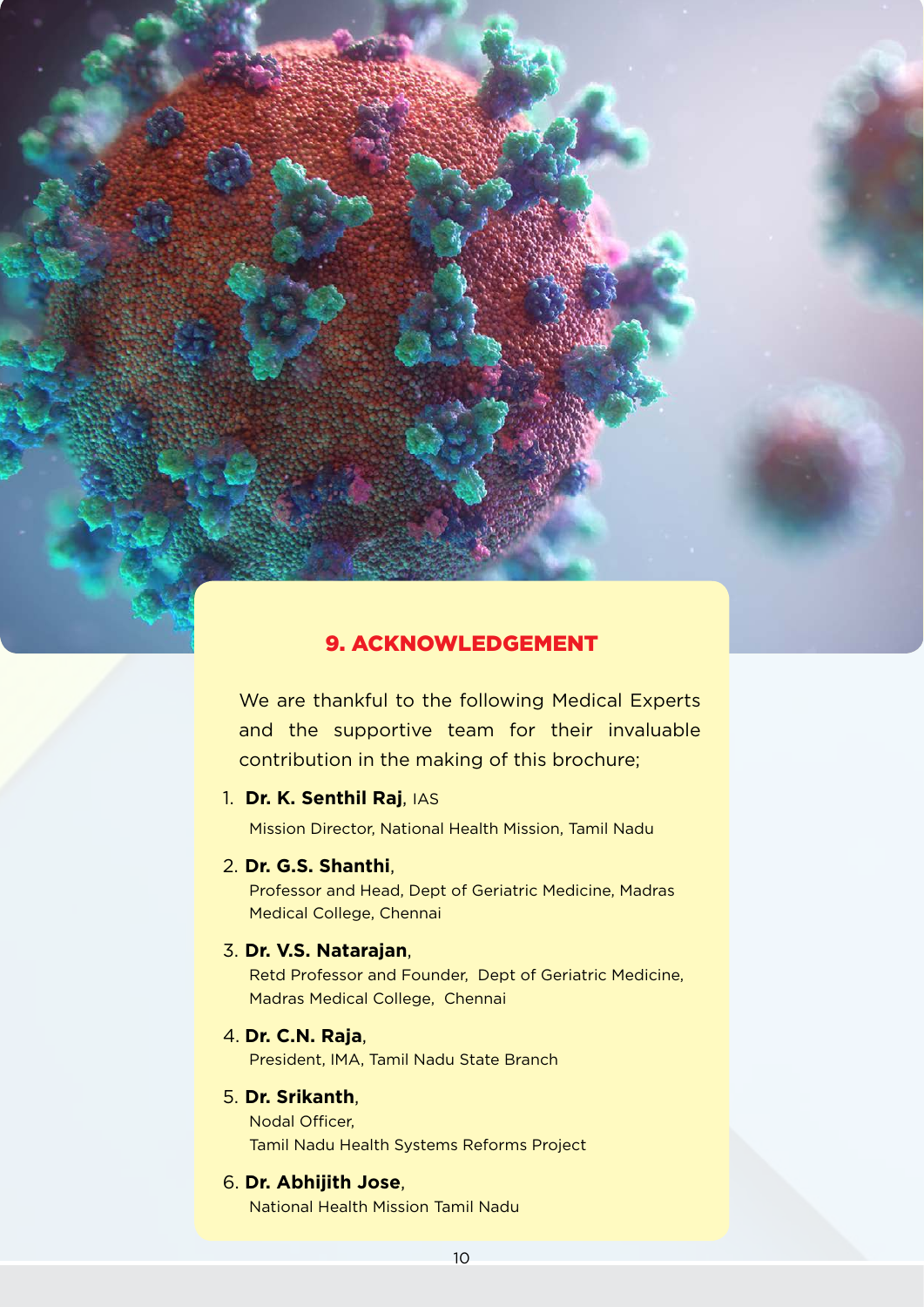## 9. ACKNOWLEDGEMENT

We are thankful to the following Medical Experts and the supportive team for their invaluable contribution in the making of this brochure;

1. **Dr. K. Senthil Raj**, IAS
   Mission Director, National Health Mission, Tamil Nadu
2. **Dr. G.S. Shanthi**,
   Professor and Head, Dept of Geriatric Medicine, Madras Medical College, Chennai
3. **Dr. V.S. Natarajan**,
   Retd Professor and Founder, Dept of Geriatric Medicine, Madras Medical College, Chennai
4. **Dr. C.N. Raja**,
   President, IMA, Tamil Nadu State Branch
5. **Dr. Srikanth**,
   Nodal Officer,
   Tamil Nadu Health Systems Reforms Project
6. **Dr. Abhijith Jose**,
   National Health Mission Tamil Nadu